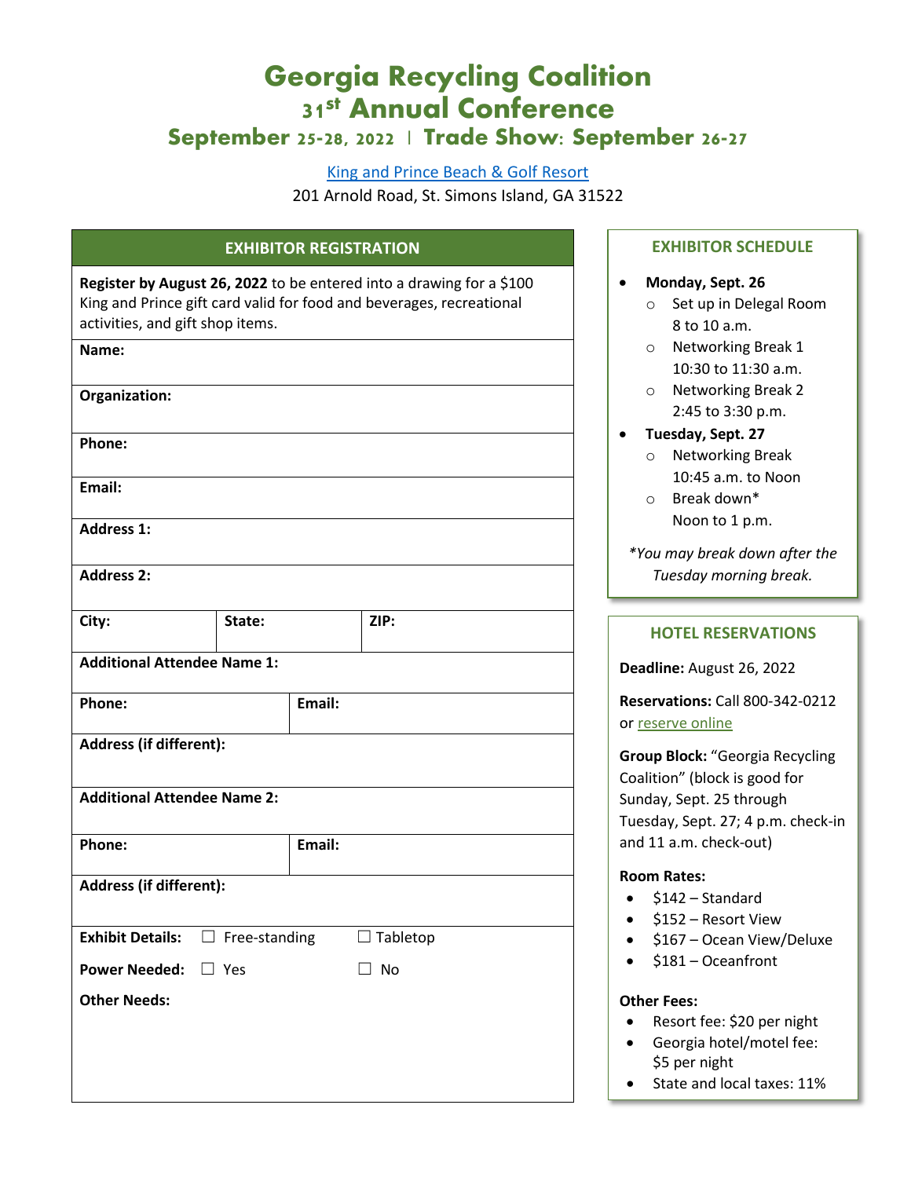# Georgia Recycling Coalition
# 31st Annual Conference
## September 25-28, 2022 | Trade Show: September 26-27

[King and Prince Beach & Golf Resort](#)
201 Arnold Road, St. Simons Island, GA 31522

## EXHIBITOR REGISTRATION

**Register by August 26, 2022** to be entered into a drawing for a $100 King and Prince gift card valid for food and beverages, recreational activities, and gift shop items.

| | | |
|---|---|---|
| **Name:** | | |
| **Organization:** | | |
| **Phone:** | | |
| **Email:** | | |
| **Address 1:** | | |
| **Address 2:** | | |
| **City:** | **State:** | **ZIP:** |
| **Additional Attendee Name 1:** | | |
| **Phone:** | **Email:** | |
| **Address (if different):** | | |
| **Additional Attendee Name 2:** | | |
| **Phone:** | **Email:** | |
| **Address (if different):** | | |

**Exhibit Details:** ☐ Free-standing ☐ Tabletop

**Power Needed:** ☐ Yes ☐ No

**Other Needs:**

## EXHIBITOR SCHEDULE

- **Monday, Sept. 26**
  - Set up in Delegal Room 8 to 10 a.m.
  - Networking Break 1 10:30 to 11:30 a.m.
  - Networking Break 2 2:45 to 3:30 p.m.
- **Tuesday, Sept. 27**
  - Networking Break 10:45 a.m. to Noon
  - Break down* Noon to 1 p.m.

*\*You may break down after the Tuesday morning break.*

## HOTEL RESERVATIONS

**Deadline:** August 26, 2022

**Reservations:** Call 800-342-0212 or [reserve online](#)

**Group Block:** "Georgia Recycling Coalition" (block is good for Sunday, Sept. 25 through Tuesday, Sept. 27; 4 p.m. check-in and 11 a.m. check-out)

**Room Rates:**

- $142 – Standard
- $152 – Resort View
- $167 – Ocean View/Deluxe
- $181 – Oceanfront

**Other Fees:**

- Resort fee: $20 per night
- Georgia hotel/motel fee: $5 per night
- State and local taxes: 11%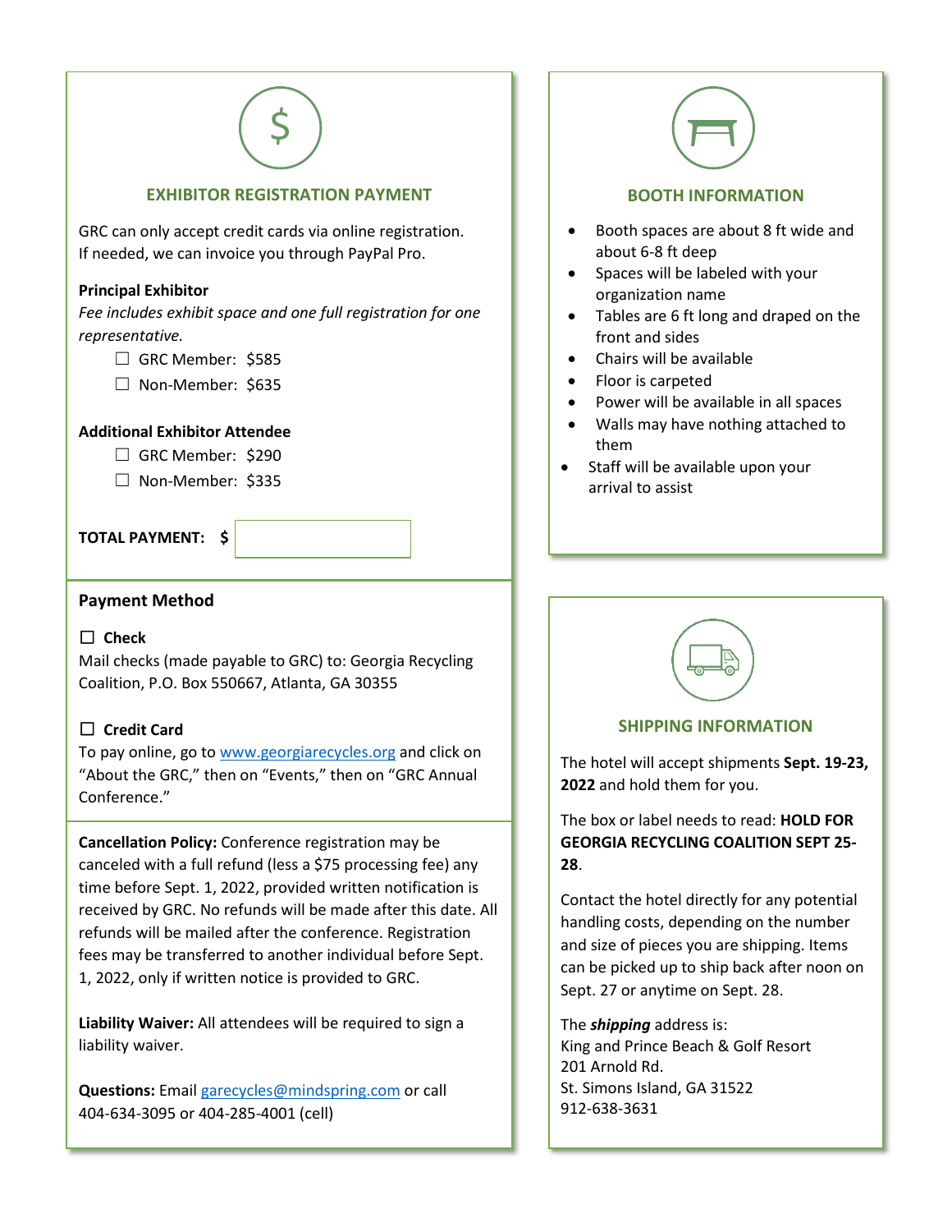## EXHIBITOR REGISTRATION PAYMENT

GRC can only accept credit cards via online registration. If needed, we can invoice you through PayPal Pro.

**Principal Exhibitor**

*Fee includes exhibit space and one full registration for one representative.*

- ☐ GRC Member: $585
- ☐ Non-Member: $635

**Additional Exhibitor Attendee**

- ☐ GRC Member: $290
- ☐ Non-Member: $335

**TOTAL PAYMENT: $** ____________

### Payment Method

☐ **Check**

Mail checks (made payable to GRC) to: Georgia Recycling Coalition, P.O. Box 550667, Atlanta, GA 30355

☐ **Credit Card**

To pay online, go to www.georgiarecycles.org and click on "About the GRC," then on "Events," then on "GRC Annual Conference."

**Cancellation Policy:** Conference registration may be canceled with a full refund (less a $75 processing fee) any time before Sept. 1, 2022, provided written notification is received by GRC. No refunds will be made after this date. All refunds will be mailed after the conference. Registration fees may be transferred to another individual before Sept. 1, 2022, only if written notice is provided to GRC.

**Liability Waiver:** All attendees will be required to sign a liability waiver.

**Questions:** Email garecycles@mindspring.com or call 404-634-3095 or 404-285-4001 (cell)

## BOOTH INFORMATION

- Booth spaces are about 8 ft wide and about 6-8 ft deep
- Spaces will be labeled with your organization name
- Tables are 6 ft long and draped on the front and sides
- Chairs will be available
- Floor is carpeted
- Power will be available in all spaces
- Walls may have nothing attached to them
- Staff will be available upon your arrival to assist

## SHIPPING INFORMATION

The hotel will accept shipments **Sept. 19-23, 2022** and hold them for you.

The box or label needs to read: **HOLD FOR GEORGIA RECYCLING COALITION SEPT 25-28**.

Contact the hotel directly for any potential handling costs, depending on the number and size of pieces you are shipping. Items can be picked up to ship back after noon on Sept. 27 or anytime on Sept. 28.

The ***shipping*** address is:
King and Prince Beach & Golf Resort
201 Arnold Rd.
St. Simons Island, GA 31522
912-638-3631